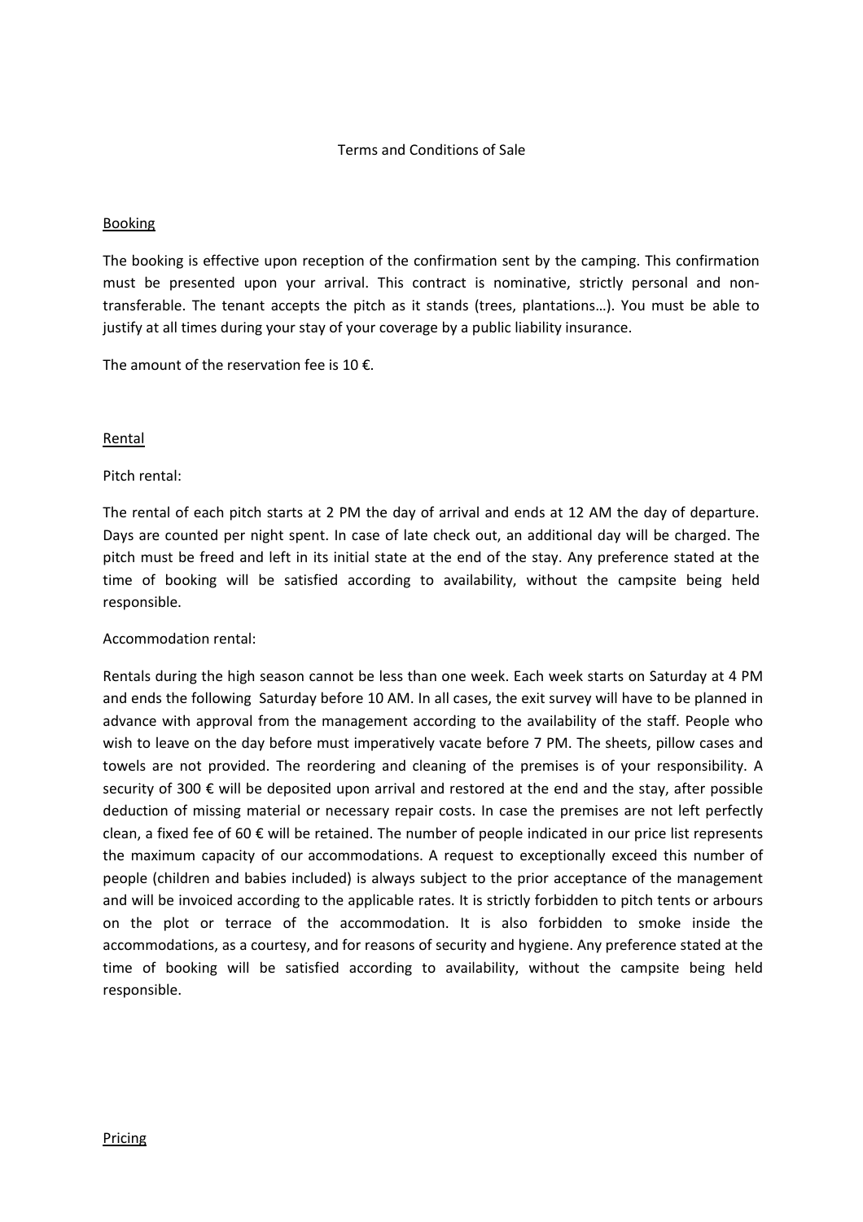# Terms and Conditions of Sale

## Booking

The booking is effective upon reception of the confirmation sent by the camping. This confirmation must be presented upon your arrival. This contract is nominative, strictly personal and non-transferable. The tenant accepts the pitch as it stands (trees, plantations…). You must be able to justify at all times during your stay of your coverage by a public liability insurance.

The amount of the reservation fee is 10 €.

## Rental

Pitch rental:

The rental of each pitch starts at 2 PM the day of arrival and ends at 12 AM the day of departure. Days are counted per night spent. In case of late check out, an additional day will be charged. The pitch must be freed and left in its initial state at the end of the stay. Any preference stated at the time of booking will be satisfied according to availability, without the campsite being held responsible.

Accommodation rental:

Rentals during the high season cannot be less than one week. Each week starts on Saturday at 4 PM and ends the following Saturday before 10 AM. In all cases, the exit survey will have to be planned in advance with approval from the management according to the availability of the staff. People who wish to leave on the day before must imperatively vacate before 7 PM. The sheets, pillow cases and towels are not provided. The reordering and cleaning of the premises is of your responsibility. A security of 300 € will be deposited upon arrival and restored at the end and the stay, after possible deduction of missing material or necessary repair costs. In case the premises are not left perfectly clean, a fixed fee of 60 € will be retained. The number of people indicated in our price list represents the maximum capacity of our accommodations. A request to exceptionally exceed this number of people (children and babies included) is always subject to the prior acceptance of the management and will be invoiced according to the applicable rates. It is strictly forbidden to pitch tents or arbours on the plot or terrace of the accommodation. It is also forbidden to smoke inside the accommodations, as a courtesy, and for reasons of security and hygiene. Any preference stated at the time of booking will be satisfied according to availability, without the campsite being held responsible.

## Pricing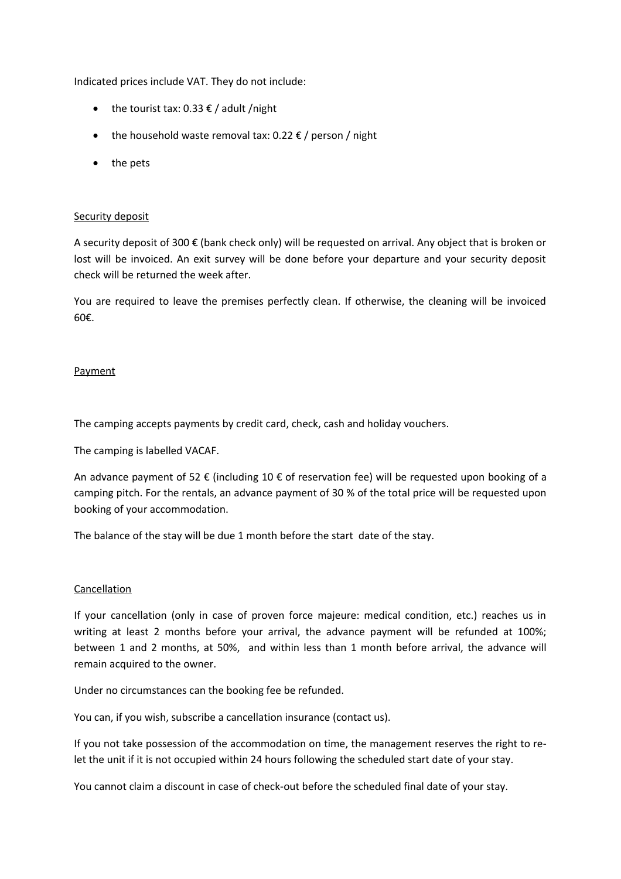Indicated prices include VAT. They do not include:

- the tourist tax: 0.33 € / adult /night
- the household waste removal tax: 0.22 € / person / night
- the pets

Security deposit

A security deposit of 300 € (bank check only) will be requested on arrival. Any object that is broken or lost will be invoiced. An exit survey will be done before your departure and your security deposit check will be returned the week after.

You are required to leave the premises perfectly clean. If otherwise, the cleaning will be invoiced 60€.

Payment

The camping accepts payments by credit card, check, cash and holiday vouchers.

The camping is labelled VACAF.

An advance payment of 52 € (including 10 € of reservation fee) will be requested upon booking of a camping pitch. For the rentals, an advance payment of 30 % of the total price will be requested upon booking of your accommodation.

The balance of the stay will be due 1 month before the start date of the stay.

Cancellation

If your cancellation (only in case of proven force majeure: medical condition, etc.) reaches us in writing at least 2 months before your arrival, the advance payment will be refunded at 100%; between 1 and 2 months, at 50%, and within less than 1 month before arrival, the advance will remain acquired to the owner.

Under no circumstances can the booking fee be refunded.

You can, if you wish, subscribe a cancellation insurance (contact us).

If you not take possession of the accommodation on time, the management reserves the right to re-let the unit if it is not occupied within 24 hours following the scheduled start date of your stay.

You cannot claim a discount in case of check-out before the scheduled final date of your stay.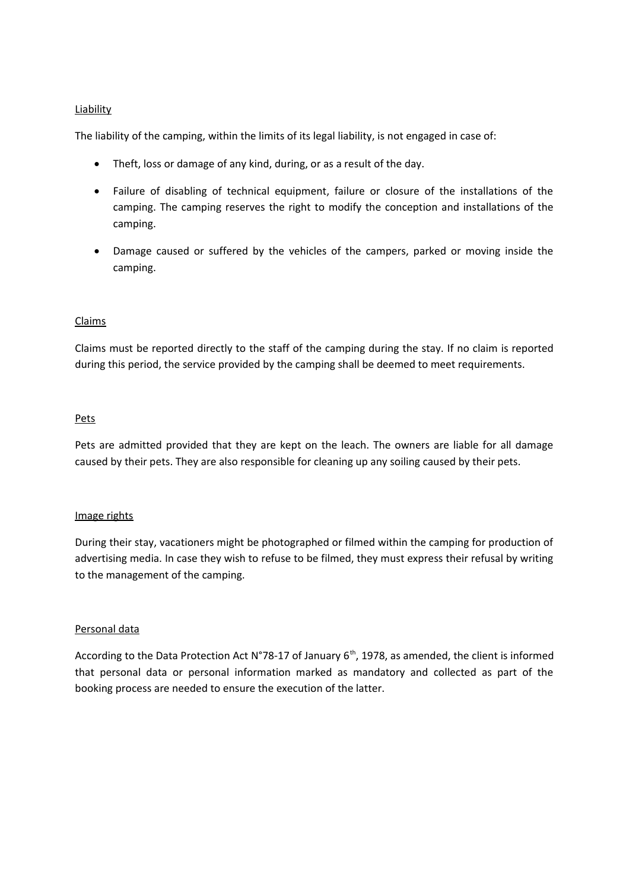Liability

The liability of the camping, within the limits of its legal liability, is not engaged in case of:

- Theft, loss or damage of any kind, during, or as a result of the day.
- Failure of disabling of technical equipment, failure or closure of the installations of the camping. The camping reserves the right to modify the conception and installations of the camping.
- Damage caused or suffered by the vehicles of the campers, parked or moving inside the camping.

Claims

Claims must be reported directly to the staff of the camping during the stay. If no claim is reported during this period, the service provided by the camping shall be deemed to meet requirements.

Pets

Pets are admitted provided that they are kept on the leach. The owners are liable for all damage caused by their pets. They are also responsible for cleaning up any soiling caused by their pets.

Image rights

During their stay, vacationers might be photographed or filmed within the camping for production of advertising media. In case they wish to refuse to be filmed, they must express their refusal by writing to the management of the camping.

Personal data

According to the Data Protection Act N°78-17 of January 6th, 1978, as amended, the client is informed that personal data or personal information marked as mandatory and collected as part of the booking process are needed to ensure the execution of the latter.